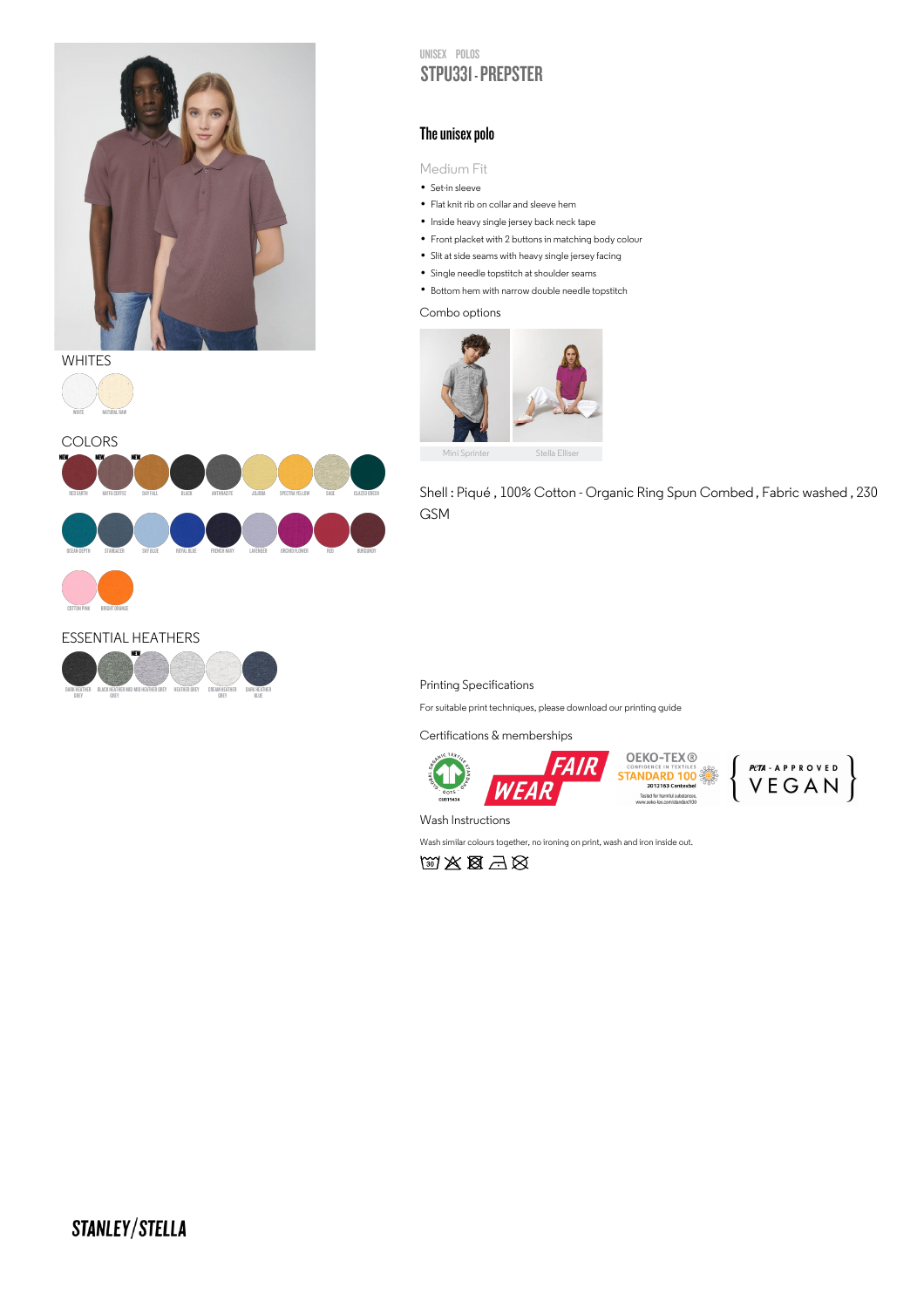UNISEX POLOS

# STPU331 - PREPSTER

## The unisex polo

### Medium Fit

- Set-in sleeve
- Flat knit rib on collar and sleeve hem
- Inside heavy single jersey back neck tape
- Front placket with 2 buttons in matching body colour
- Slit at side seams with heavy single jersey facing
- Single needle topstitch at shoulder seams
- Bottom hem with narrow double needle topstitch

Combo options

Mini Sprinter | Stella Elliser

Shell : Piqué , 100% Cotton - Organic Ring Spun Combed , Fabric washed , 230 GSM

WHITES

WHITE, NATURAL RAW

COLORS

NEW RED EARTH, NEW KAFFA COFFEE, NEW DAY FALL, BLACK, ANTHRACITE, JOJOBA, SPECTRA YELLOW, SAGE, GLAZED GREEN, OCEAN DEPTH, STARGAZER, SKY BLUE, ROYAL BLUE, FRENCH NAVY, LAVENDER, ORCHID FLOWER, RED, BURGUNDY, COTTON PINK, BRIGHT ORANGE

ESSENTIAL HEATHERS

DARK HEATHER GREY, BLACK HEATHER GREY, NEW MID HEATHER GREY, HEATHER GREY, CREAM HEATHER GREY, DARK HEATHER BLUE

Printing Specifications

For suitable print techniques, please download our printing guide

Certifications & memberships

GLOBAL ORGANIC TEXTILE STANDARD GOTS CU815434 | FAIR WEAR | OEKO-TEX® CONFIDENCE IN TEXTILES STANDARD 100 2012163 Centexbel Tested for harmful substances. www.oeko-tex.com/standard100 | PETA - APPROVED VEGAN

Wash Instructions

Wash similar colours together, no ironing on print, wash and iron inside out.

STANLEY/STELLA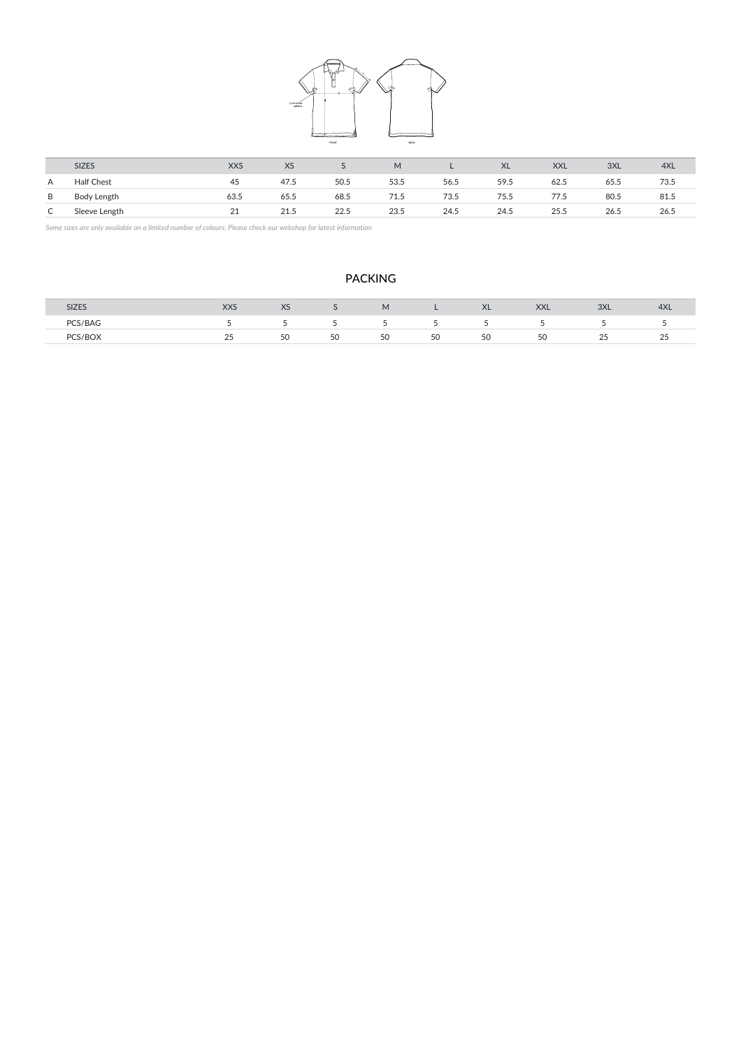| | SIZES | XXS | XS | S | M | L | XL | XXL | 3XL | 4XL |
|---|---|---|---|---|---|---|---|---|---|---|
| A | Half Chest | 45 | 47.5 | 50.5 | 53.5 | 56.5 | 59.5 | 62.5 | 65.5 | 73.5 |
| B | Body Length | 63.5 | 65.5 | 68.5 | 71.5 | 73.5 | 75.5 | 77.5 | 80.5 | 81.5 |
| C | Sleeve Length | 21 | 21.5 | 22.5 | 23.5 | 24.5 | 24.5 | 25.5 | 26.5 | 26.5 |

*Some sizes are only available on a limited number of colours. Please check our webshop for latest information*

## PACKING

| SIZES | XXS | XS | S | M | L | XL | XXL | 3XL | 4XL |
|---|---|---|---|---|---|---|---|---|---|
| PCS/BAG | 5 | 5 | 5 | 5 | 5 | 5 | 5 | 5 | 5 |
| PCS/BOX | 25 | 50 | 50 | 50 | 50 | 50 | 50 | 25 | 25 |